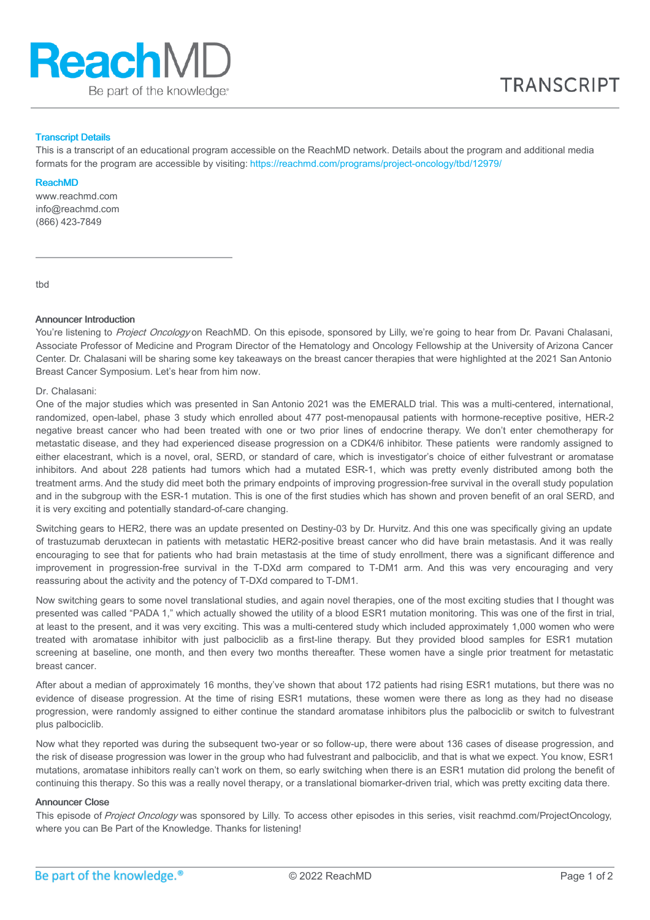# ReachMD

Be part of the knowledge.®

TRANSCRIPT

**Transcript Details**

This is a transcript of an educational program accessible on the ReachMD network. Details about the program and additional media formats for the program are accessible by visiting: https://reachmd.com/programs/project-oncology/tbd/12979/

**ReachMD**

www.reachmd.com
info@reachmd.com
(866) 423-7849

---

tbd

**Announcer Introduction**

You're listening to *Project Oncology* on ReachMD. On this episode, sponsored by Lilly, we're going to hear from Dr. Pavani Chalasani, Associate Professor of Medicine and Program Director of the Hematology and Oncology Fellowship at the University of Arizona Cancer Center. Dr. Chalasani will be sharing some key takeaways on the breast cancer therapies that were highlighted at the 2021 San Antonio Breast Cancer Symposium. Let's hear from him now.

Dr. Chalasani:

One of the major studies which was presented in San Antonio 2021 was the EMERALD trial. This was a multi-centered, international, randomized, open-label, phase 3 study which enrolled about 477 post-menopausal patients with hormone-receptive positive, HER-2 negative breast cancer who had been treated with one or two prior lines of endocrine therapy. We don't enter chemotherapy for metastatic disease, and they had experienced disease progression on a CDK4/6 inhibitor. These patients were randomly assigned to either elacestrant, which is a novel, oral, SERD, or standard of care, which is investigator's choice of either fulvestrant or aromatase inhibitors. And about 228 patients had tumors which had a mutated ESR-1, which was pretty evenly distributed among both the treatment arms. And the study did meet both the primary endpoints of improving progression-free survival in the overall study population and in the subgroup with the ESR-1 mutation. This is one of the first studies which has shown and proven benefit of an oral SERD, and it is very exciting and potentially standard-of-care changing.

Switching gears to HER2, there was an update presented on Destiny-03 by Dr. Hurvitz. And this one was specifically giving an update of trastuzumab deruxtecan in patients with metastatic HER2-positive breast cancer who did have brain metastasis. And it was really encouraging to see that for patients who had brain metastasis at the time of study enrollment, there was a significant difference and improvement in progression-free survival in the T-DXd arm compared to T-DM1 arm. And this was very encouraging and very reassuring about the activity and the potency of T-DXd compared to T-DM1.

Now switching gears to some novel translational studies, and again novel therapies, one of the most exciting studies that I thought was presented was called "PADA 1," which actually showed the utility of a blood ESR1 mutation monitoring. This was one of the first in trial, at least to the present, and it was very exciting. This was a multi-centered study which included approximately 1,000 women who were treated with aromatase inhibitor with just palbociclib as a first-line therapy. But they provided blood samples for ESR1 mutation screening at baseline, one month, and then every two months thereafter. These women have a single prior treatment for metastatic breast cancer.

After about a median of approximately 16 months, they've shown that about 172 patients had rising ESR1 mutations, but there was no evidence of disease progression. At the time of rising ESR1 mutations, these women were there as long as they had no disease progression, were randomly assigned to either continue the standard aromatase inhibitors plus the palbociclib or switch to fulvestrant plus palbociclib.

Now what they reported was during the subsequent two-year or so follow-up, there were about 136 cases of disease progression, and the risk of disease progression was lower in the group who had fulvestrant and palbociclib, and that is what we expect. You know, ESR1 mutations, aromatase inhibitors really can't work on them, so early switching when there is an ESR1 mutation did prolong the benefit of continuing this therapy. So this was a really novel therapy, or a translational biomarker-driven trial, which was pretty exciting data there.

**Announcer Close**

This episode of *Project Oncology* was sponsored by Lilly. To access other episodes in this series, visit reachmd.com/ProjectOncology, where you can Be Part of the Knowledge. Thanks for listening!